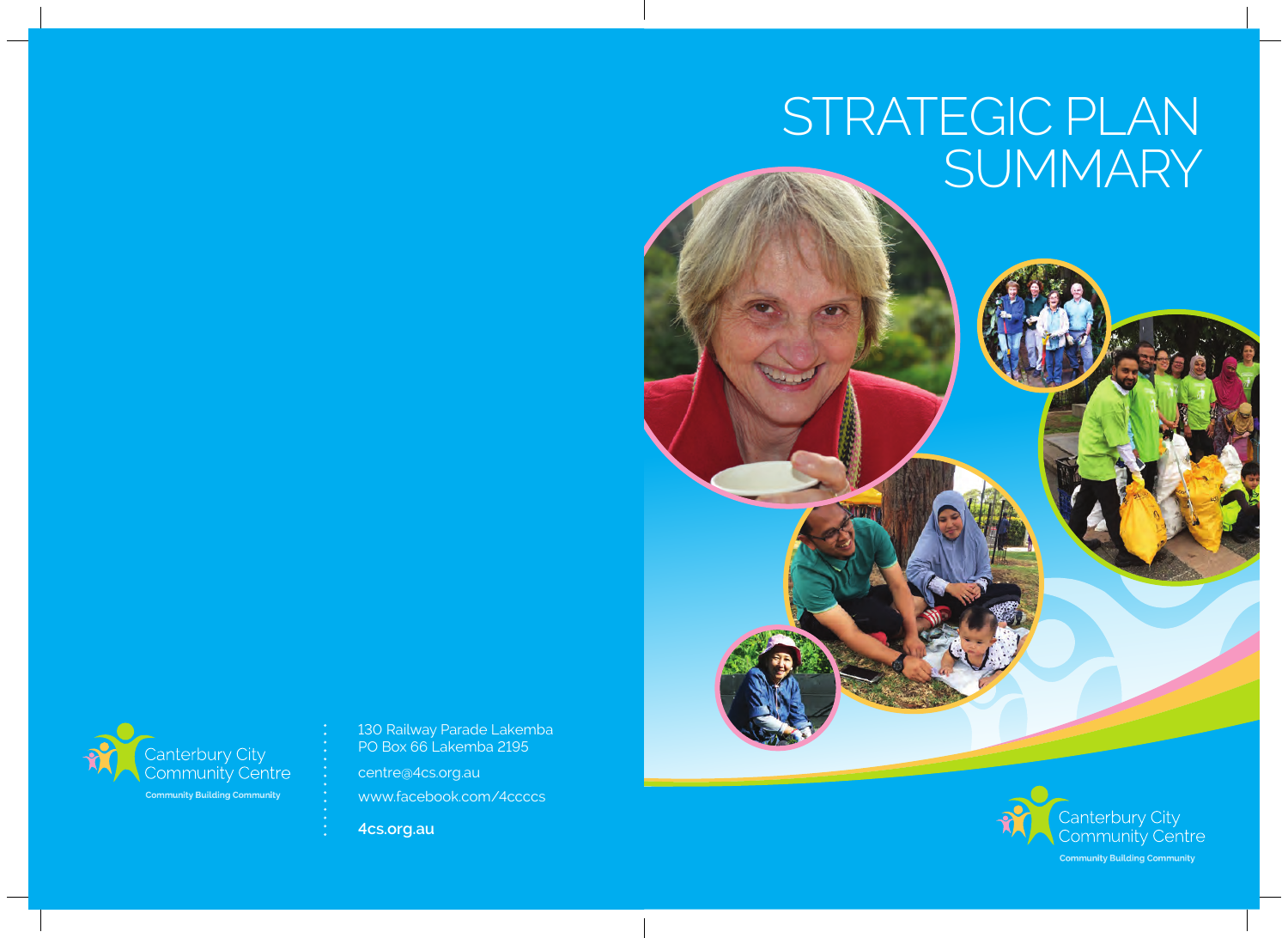# STRATEGIC PLAN SUMMARY

Canterbury City Community Centre

Community Building Community

130 Railway Parade Lakemba
PO Box 66 Lakemba 2195

centre@4cs.org.au

www.facebook.com/4ccccs

**4cs.org.au**

Canterbury City Community Centre

Community Building Community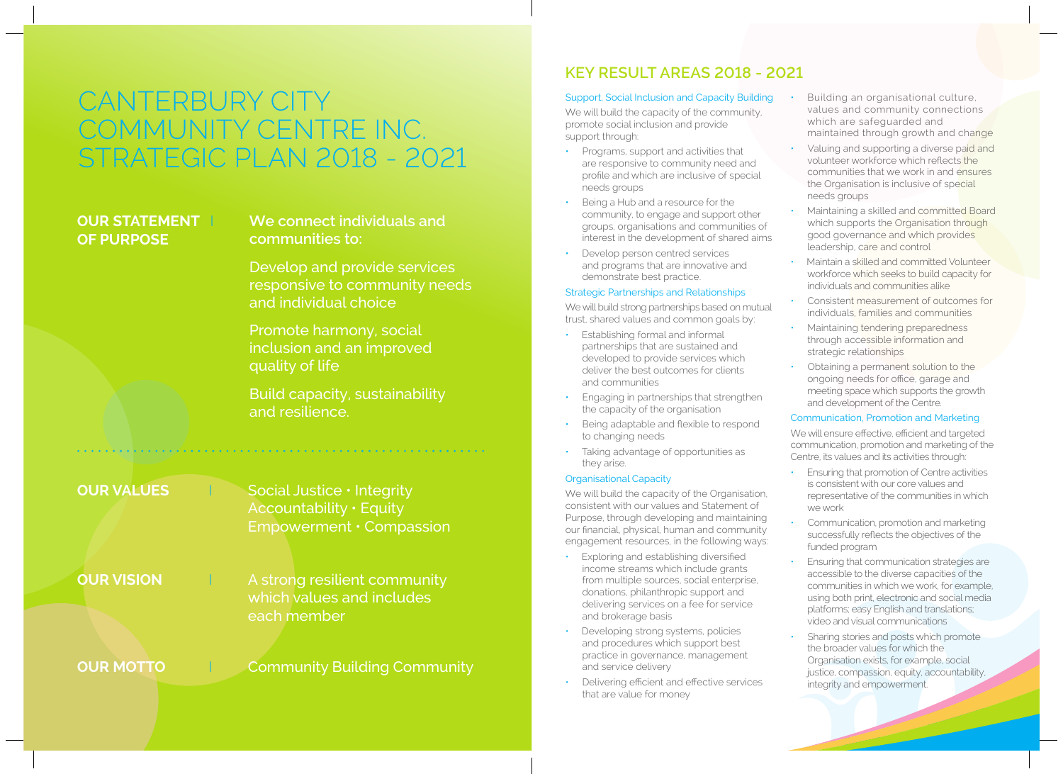# CANTERBURY CITY COMMUNITY CENTRE INC. STRATEGIC PLAN 2018 - 2021

**OUR STATEMENT OF PURPOSE**

**We connect individuals and communities to:**

Develop and provide services responsive to community needs and individual choice

Promote harmony, social inclusion and an improved quality of life

Build capacity, sustainability and resilience.

**OUR VALUES**

Social Justice • Integrity
Accountability • Equity
Empowerment • Compassion

**OUR VISION**

A strong resilient community which values and includes each member

**OUR MOTTO**

Community Building Community

## KEY RESULT AREAS 2018 - 2021

### Support, Social Inclusion and Capacity Building

We will build the capacity of the community, promote social inclusion and provide support through:

- Programs, support and activities that are responsive to community need and profile and which are inclusive of special needs groups
- Being a Hub and a resource for the community, to engage and support other groups, organisations and communities of interest in the development of shared aims
- Develop person centred services and programs that are innovative and demonstrate best practice.

### Strategic Partnerships and Relationships

We will build strong partnerships based on mutual trust, shared values and common goals by:

- Establishing formal and informal partnerships that are sustained and developed to provide services which deliver the best outcomes for clients and communities
- Engaging in partnerships that strengthen the capacity of the organisation
- Being adaptable and flexible to respond to changing needs
- Taking advantage of opportunities as they arise.

### Organisational Capacity

We will build the capacity of the Organisation, consistent with our values and Statement of Purpose, through developing and maintaining our financial, physical, human and community engagement resources, in the following ways:

- Exploring and establishing diversified income streams which include grants from multiple sources, social enterprise, donations, philanthropic support and delivering services on a fee for service and brokerage basis
- Developing strong systems, policies and procedures which support best practice in governance, management and service delivery
- Delivering efficient and effective services that are value for money
- Building an organisational culture, values and community connections which are safeguarded and maintained through growth and change
- Valuing and supporting a diverse paid and volunteer workforce which reflects the communities that we work in and ensures the Organisation is inclusive of special needs groups
- Maintaining a skilled and committed Board which supports the Organisation through good governance and which provides leadership, care and control
- Maintain a skilled and committed Volunteer workforce which seeks to build capacity for individuals and communities alike
- Consistent measurement of outcomes for individuals, families and communities
- Maintaining tendering preparedness through accessible information and strategic relationships
- Obtaining a permanent solution to the ongoing needs for office, garage and meeting space which supports the growth and development of the Centre.

### Communication, Promotion and Marketing

We will ensure effective, efficient and targeted communication, promotion and marketing of the Centre, its values and its activities through:

- Ensuring that promotion of Centre activities is consistent with our core values and representative of the communities in which we work
- Communication, promotion and marketing successfully reflects the objectives of the funded program
- Ensuring that communication strategies are accessible to the diverse capacities of the communities in which we work, for example, using both print, electronic and social media platforms; easy English and translations; video and visual communications
- Sharing stories and posts which promote the broader values for which the Organisation exists, for example, social justice, compassion, equity, accountability, integrity and empowerment.